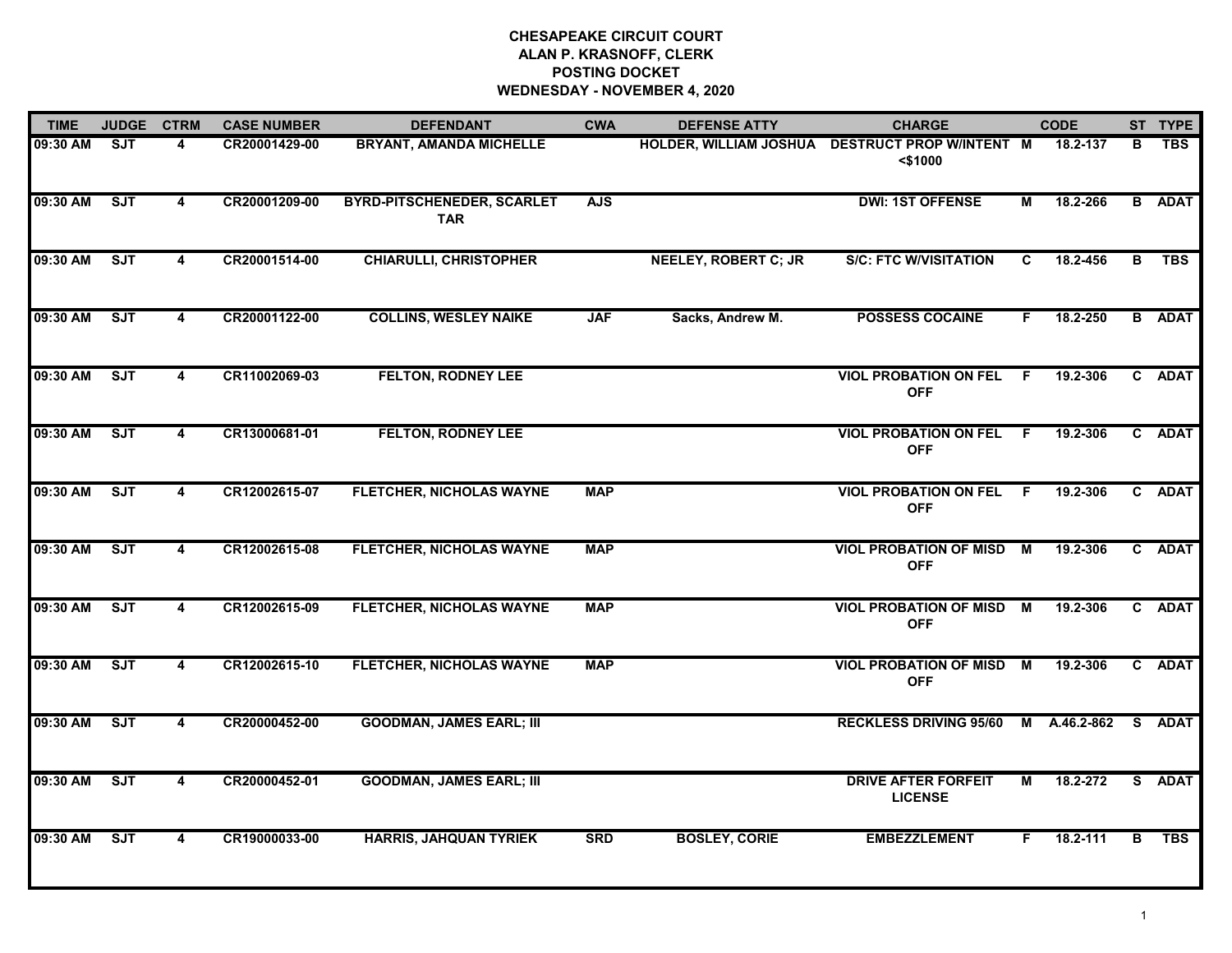**CHESAPEAKE CIRCUIT COURT**
**ALAN P. KRASNOFF, CLERK**
**POSTING DOCKET**
**WEDNESDAY - NOVEMBER 4, 2020**

| TIME | JUDGE | CTRM | CASE NUMBER | DEFENDANT | CWA | DEFENSE ATTY | CHARGE | | CODE | ST | TYPE |
|---|---|---|---|---|---|---|---|---|---|---|---|
| 09:30 AM | SJT | 4 | CR20001429-00 | BRYANT, AMANDA MICHELLE | | HOLDER, WILLIAM JOSHUA | DESTRUCT PROP W/INTENT <$1000 | M | 18.2-137 | B | TBS |
| 09:30 AM | SJT | 4 | CR20001209-00 | BYRD-PITSCHENEDER, SCARLET TAR | AJS | | DWI: 1ST OFFENSE | M | 18.2-266 | B | ADAT |
| 09:30 AM | SJT | 4 | CR20001514-00 | CHIARULLI, CHRISTOPHER | | NEELEY, ROBERT C; JR | S/C: FTC W/VISITATION | C | 18.2-456 | B | TBS |
| 09:30 AM | SJT | 4 | CR20001122-00 | COLLINS, WESLEY NAIKE | JAF | Sacks, Andrew M. | POSSESS COCAINE | F | 18.2-250 | B | ADAT |
| 09:30 AM | SJT | 4 | CR11002069-03 | FELTON, RODNEY LEE | | | VIOL PROBATION ON FEL OFF | F | 19.2-306 | C | ADAT |
| 09:30 AM | SJT | 4 | CR13000681-01 | FELTON, RODNEY LEE | | | VIOL PROBATION ON FEL OFF | F | 19.2-306 | C | ADAT |
| 09:30 AM | SJT | 4 | CR12002615-07 | FLETCHER, NICHOLAS WAYNE | MAP | | VIOL PROBATION ON FEL OFF | F | 19.2-306 | C | ADAT |
| 09:30 AM | SJT | 4 | CR12002615-08 | FLETCHER, NICHOLAS WAYNE | MAP | | VIOL PROBATION OF MISD OFF | M | 19.2-306 | C | ADAT |
| 09:30 AM | SJT | 4 | CR12002615-09 | FLETCHER, NICHOLAS WAYNE | MAP | | VIOL PROBATION OF MISD OFF | M | 19.2-306 | C | ADAT |
| 09:30 AM | SJT | 4 | CR12002615-10 | FLETCHER, NICHOLAS WAYNE | MAP | | VIOL PROBATION OF MISD OFF | M | 19.2-306 | C | ADAT |
| 09:30 AM | SJT | 4 | CR20000452-00 | GOODMAN, JAMES EARL; III | | | RECKLESS DRIVING 95/60 | M | A.46.2-862 | S | ADAT |
| 09:30 AM | SJT | 4 | CR20000452-01 | GOODMAN, JAMES EARL; III | | | DRIVE AFTER FORFEIT LICENSE | M | 18.2-272 | S | ADAT |
| 09:30 AM | SJT | 4 | CR19000033-00 | HARRIS, JAHQUAN TYRIEK | SRD | BOSLEY, CORIE | EMBEZZLEMENT | F | 18.2-111 | B | TBS |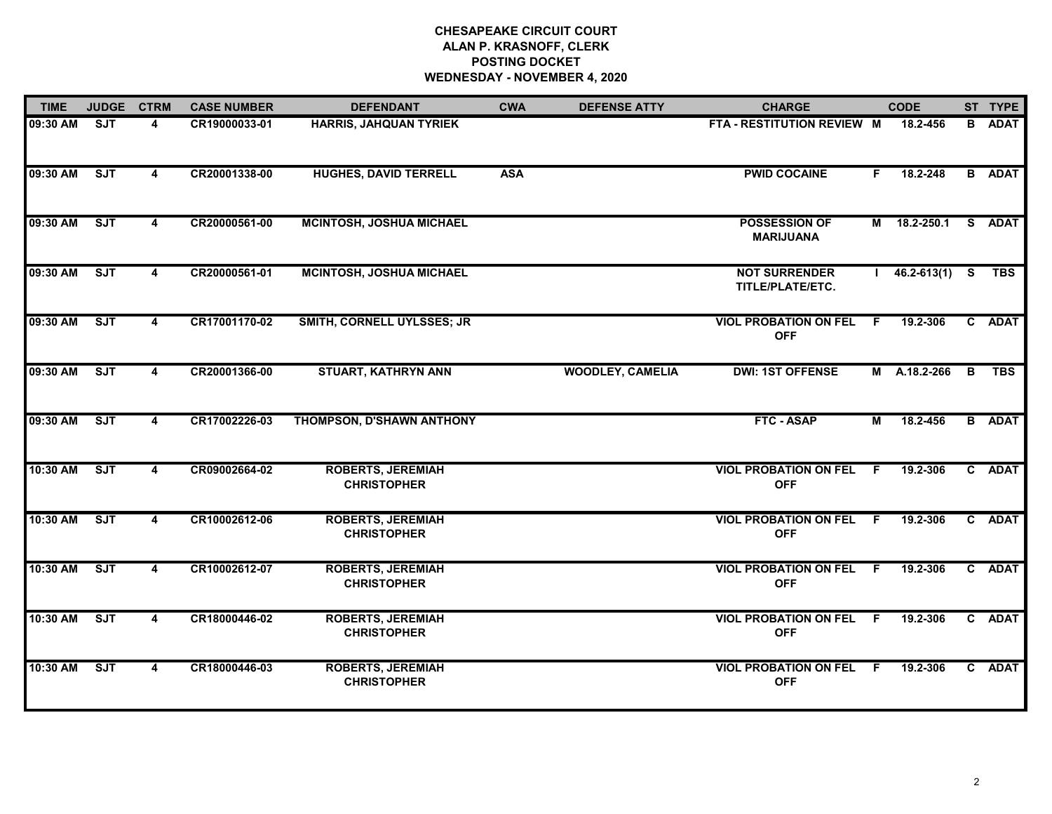# CHESAPEAKE CIRCUIT COURT
## ALAN P. KRASNOFF, CLERK
## POSTING DOCKET
## WEDNESDAY - NOVEMBER 4, 2020

| TIME | JUDGE | CTRM | CASE NUMBER | DEFENDANT | CWA | DEFENSE ATTY | CHARGE | | CODE | ST | TYPE |
|---|---|---|---|---|---|---|---|---|---|---|---|
| 09:30 AM | SJT | 4 | CR19000033-01 | HARRIS, JAHQUAN TYRIEK | | | FTA - RESTITUTION REVIEW | M | 18.2-456 | B | ADAT |
| 09:30 AM | SJT | 4 | CR20001338-00 | HUGHES, DAVID TERRELL | ASA | | PWID COCAINE | F | 18.2-248 | B | ADAT |
| 09:30 AM | SJT | 4 | CR20000561-00 | MCINTOSH, JOSHUA MICHAEL | | | POSSESSION OF MARIJUANA | M | 18.2-250.1 | S | ADAT |
| 09:30 AM | SJT | 4 | CR20000561-01 | MCINTOSH, JOSHUA MICHAEL | | | NOT SURRENDER TITLE/PLATE/ETC. | I | 46.2-613(1) | S | TBS |
| 09:30 AM | SJT | 4 | CR17001170-02 | SMITH, CORNELL UYLSSES; JR | | | VIOL PROBATION ON FEL OFF | F | 19.2-306 | C | ADAT |
| 09:30 AM | SJT | 4 | CR20001366-00 | STUART, KATHRYN ANN | | WOODLEY, CAMELIA | DWI: 1ST OFFENSE | M | A.18.2-266 | B | TBS |
| 09:30 AM | SJT | 4 | CR17002226-03 | THOMPSON, D'SHAWN ANTHONY | | | FTC - ASAP | M | 18.2-456 | B | ADAT |
| 10:30 AM | SJT | 4 | CR09002664-02 | ROBERTS, JEREMIAH CHRISTOPHER | | | VIOL PROBATION ON FEL OFF | F | 19.2-306 | C | ADAT |
| 10:30 AM | SJT | 4 | CR10002612-06 | ROBERTS, JEREMIAH CHRISTOPHER | | | VIOL PROBATION ON FEL OFF | F | 19.2-306 | C | ADAT |
| 10:30 AM | SJT | 4 | CR10002612-07 | ROBERTS, JEREMIAH CHRISTOPHER | | | VIOL PROBATION ON FEL OFF | F | 19.2-306 | C | ADAT |
| 10:30 AM | SJT | 4 | CR18000446-02 | ROBERTS, JEREMIAH CHRISTOPHER | | | VIOL PROBATION ON FEL OFF | F | 19.2-306 | C | ADAT |
| 10:30 AM | SJT | 4 | CR18000446-03 | ROBERTS, JEREMIAH CHRISTOPHER | | | VIOL PROBATION ON FEL OFF | F | 19.2-306 | C | ADAT |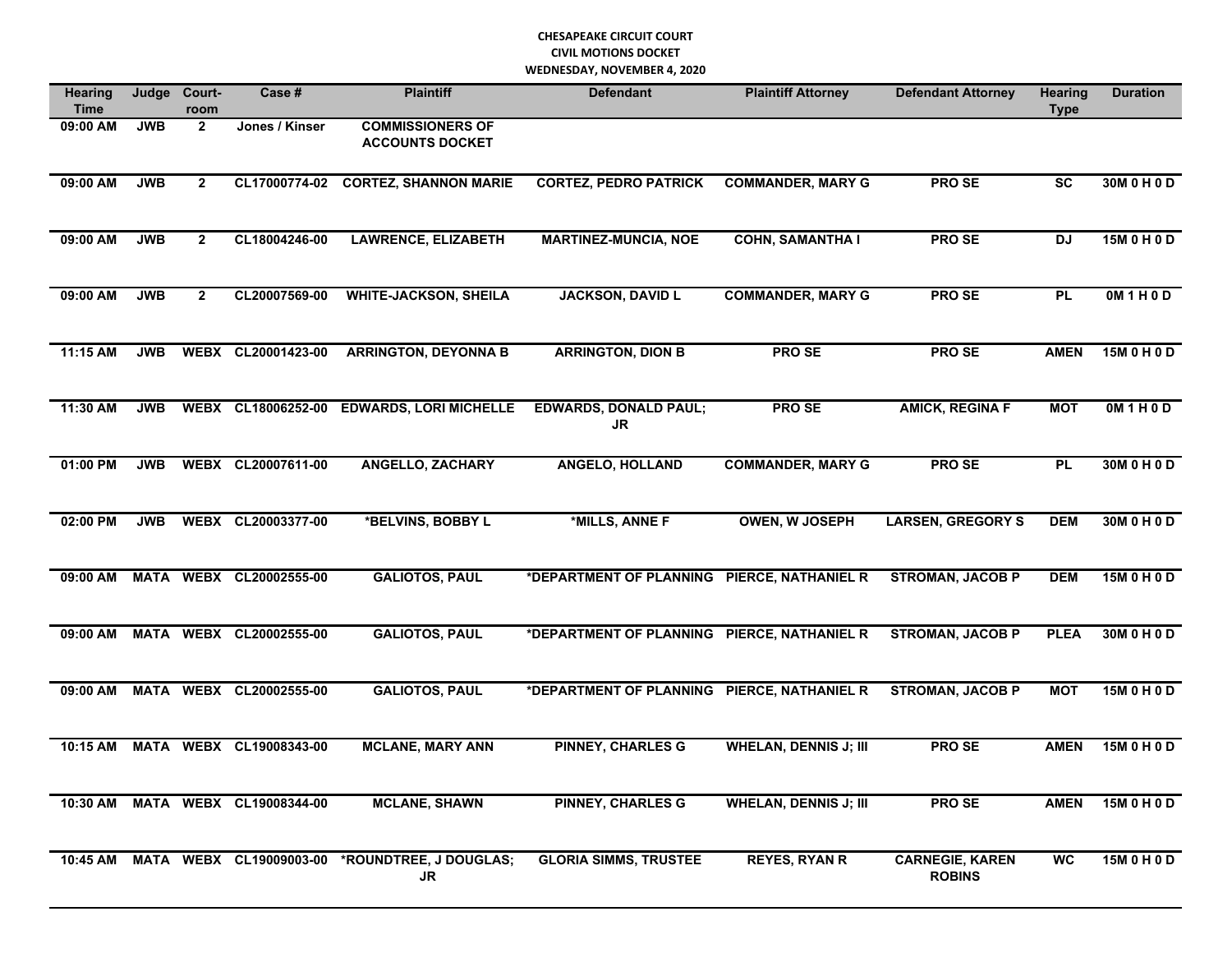**CHESAPEAKE CIRCUIT COURT**
**CIVIL MOTIONS DOCKET**
**WEDNESDAY, NOVEMBER 4, 2020**

| Hearing Time | Judge | Court-room | Case # | Plaintiff | Defendant | Plaintiff Attorney | Defendant Attorney | Hearing Type | Duration |
|---|---|---|---|---|---|---|---|---|---|
| 09:00 AM | JWB | 2 | Jones / Kinser | COMMISSIONERS OF ACCOUNTS DOCKET | | | | | |
| 09:00 AM | JWB | 2 | CL17000774-02 | CORTEZ, SHANNON MARIE | CORTEZ, PEDRO PATRICK | COMMANDER, MARY G | PRO SE | SC | 30M 0 H 0 D |
| 09:00 AM | JWB | 2 | CL18004246-00 | LAWRENCE, ELIZABETH | MARTINEZ-MUNCIA, NOE | COHN, SAMANTHA I | PRO SE | DJ | 15M 0 H 0 D |
| 09:00 AM | JWB | 2 | CL20007569-00 | WHITE-JACKSON, SHEILA | JACKSON, DAVID L | COMMANDER, MARY G | PRO SE | PL | 0M 1 H 0 D |
| 11:15 AM | JWB | WEBX | CL20001423-00 | ARRINGTON, DEYONNA B | ARRINGTON, DION B | PRO SE | PRO SE | AMEN | 15M 0 H 0 D |
| 11:30 AM | JWB | WEBX | CL18006252-00 | EDWARDS, LORI MICHELLE | EDWARDS, DONALD PAUL; JR | PRO SE | AMICK, REGINA F | MOT | 0M 1 H 0 D |
| 01:00 PM | JWB | WEBX | CL20007611-00 | ANGELLO, ZACHARY | ANGELO, HOLLAND | COMMANDER, MARY G | PRO SE | PL | 30M 0 H 0 D |
| 02:00 PM | JWB | WEBX | CL20003377-00 | *BELVINS, BOBBY L | *MILLS, ANNE F | OWEN, W JOSEPH | LARSEN, GREGORY S | DEM | 30M 0 H 0 D |
| 09:00 AM | MATA | WEBX | CL20002555-00 | GALIOTOS, PAUL | *DEPARTMENT OF PLANNING | PIERCE, NATHANIEL R | STROMAN, JACOB P | DEM | 15M 0 H 0 D |
| 09:00 AM | MATA | WEBX | CL20002555-00 | GALIOTOS, PAUL | *DEPARTMENT OF PLANNING | PIERCE, NATHANIEL R | STROMAN, JACOB P | PLEA | 30M 0 H 0 D |
| 09:00 AM | MATA | WEBX | CL20002555-00 | GALIOTOS, PAUL | *DEPARTMENT OF PLANNING | PIERCE, NATHANIEL R | STROMAN, JACOB P | MOT | 15M 0 H 0 D |
| 10:15 AM | MATA | WEBX | CL19008343-00 | MCLANE, MARY ANN | PINNEY, CHARLES G | WHELAN, DENNIS J; III | PRO SE | AMEN | 15M 0 H 0 D |
| 10:30 AM | MATA | WEBX | CL19008344-00 | MCLANE, SHAWN | PINNEY, CHARLES G | WHELAN, DENNIS J; III | PRO SE | AMEN | 15M 0 H 0 D |
| 10:45 AM | MATA | WEBX | CL19009003-00 | *ROUNDTREE, J DOUGLAS; JR | GLORIA SIMMS, TRUSTEE | REYES, RYAN R | CARNEGIE, KAREN ROBINS | WC | 15M 0 H 0 D |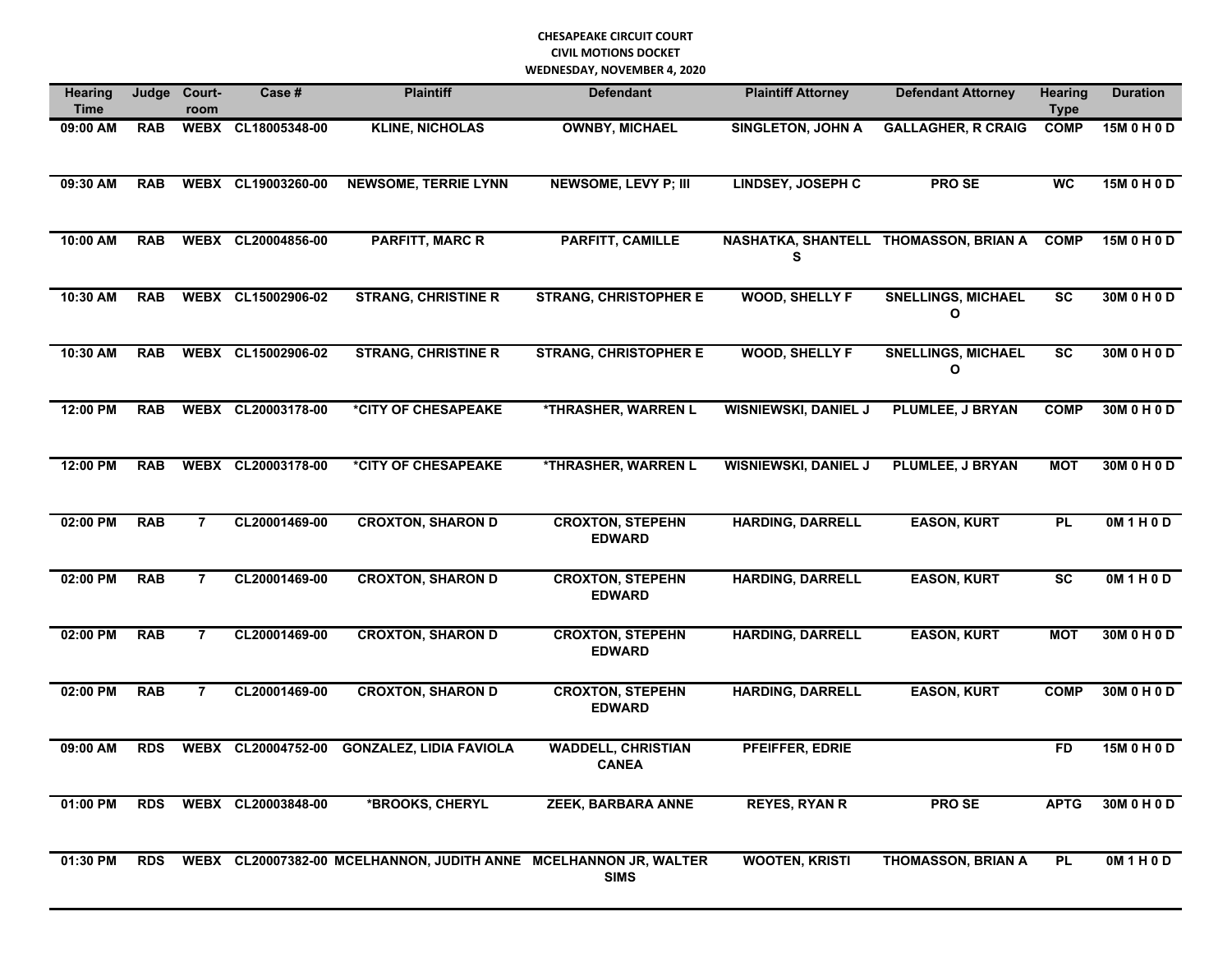**CHESAPEAKE CIRCUIT COURT**
**CIVIL MOTIONS DOCKET**
**WEDNESDAY, NOVEMBER 4, 2020**

| Hearing Time | Judge | Court-room | Case # | Plaintiff | Defendant | Plaintiff Attorney | Defendant Attorney | Hearing Type | Duration |
|---|---|---|---|---|---|---|---|---|---|
| 09:00 AM | RAB | WEBX | CL18005348-00 | KLINE, NICHOLAS | OWNBY, MICHAEL | SINGLETON, JOHN A | GALLAGHER, R CRAIG | COMP | 15M 0 H 0 D |
| 09:30 AM | RAB | WEBX | CL19003260-00 | NEWSOME, TERRIE LYNN | NEWSOME, LEVY P; III | LINDSEY, JOSEPH C | PRO SE | WC | 15M 0 H 0 D |
| 10:00 AM | RAB | WEBX | CL20004856-00 | PARFITT, MARC R | PARFITT, CAMILLE | NASHATKA, SHANTELL S | THOMASSON, BRIAN A | COMP | 15M 0 H 0 D |
| 10:30 AM | RAB | WEBX | CL15002906-02 | STRANG, CHRISTINE R | STRANG, CHRISTOPHER E | WOOD, SHELLY F | SNELLINGS, MICHAEL O | SC | 30M 0 H 0 D |
| 10:30 AM | RAB | WEBX | CL15002906-02 | STRANG, CHRISTINE R | STRANG, CHRISTOPHER E | WOOD, SHELLY F | SNELLINGS, MICHAEL O | SC | 30M 0 H 0 D |
| 12:00 PM | RAB | WEBX | CL20003178-00 | *CITY OF CHESAPEAKE | *THRASHER, WARREN L | WISNIEWSKI, DANIEL J | PLUMLEE, J BRYAN | COMP | 30M 0 H 0 D |
| 12:00 PM | RAB | WEBX | CL20003178-00 | *CITY OF CHESAPEAKE | *THRASHER, WARREN L | WISNIEWSKI, DANIEL J | PLUMLEE, J BRYAN | MOT | 30M 0 H 0 D |
| 02:00 PM | RAB | 7 | CL20001469-00 | CROXTON, SHARON D | CROXTON, STEPEHN EDWARD | HARDING, DARRELL | EASON, KURT | PL | 0M 1 H 0 D |
| 02:00 PM | RAB | 7 | CL20001469-00 | CROXTON, SHARON D | CROXTON, STEPEHN EDWARD | HARDING, DARRELL | EASON, KURT | SC | 0M 1 H 0 D |
| 02:00 PM | RAB | 7 | CL20001469-00 | CROXTON, SHARON D | CROXTON, STEPEHN EDWARD | HARDING, DARRELL | EASON, KURT | MOT | 30M 0 H 0 D |
| 02:00 PM | RAB | 7 | CL20001469-00 | CROXTON, SHARON D | CROXTON, STEPEHN EDWARD | HARDING, DARRELL | EASON, KURT | COMP | 30M 0 H 0 D |
| 09:00 AM | RDS | WEBX | CL20004752-00 | GONZALEZ, LIDIA FAVIOLA | WADDELL, CHRISTIAN CANEA | PFEIFFER, EDRIE | | FD | 15M 0 H 0 D |
| 01:00 PM | RDS | WEBX | CL20003848-00 | *BROOKS, CHERYL | ZEEK, BARBARA ANNE | REYES, RYAN R | PRO SE | APTG | 30M 0 H 0 D |
| 01:30 PM | RDS | WEBX | CL20007382-00 | MCELHANNON, JUDITH ANNE | MCELHANNON JR, WALTER SIMS | WOOTEN, KRISTI | THOMASSON, BRIAN A | PL | 0M 1 H 0 D |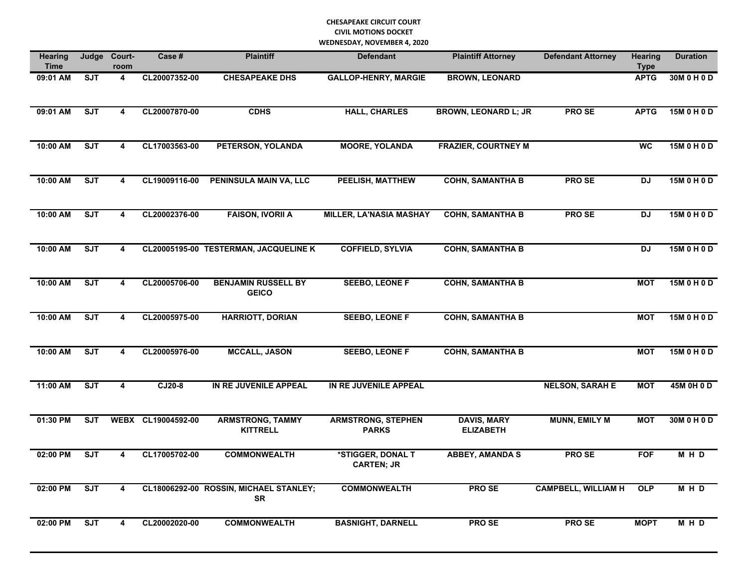**CHESAPEAKE CIRCUIT COURT**
**CIVIL MOTIONS DOCKET**
**WEDNESDAY, NOVEMBER 4, 2020**

| Hearing Time | Judge | Court-room | Case # | Plaintiff | Defendant | Plaintiff Attorney | Defendant Attorney | Hearing Type | Duration |
|---|---|---|---|---|---|---|---|---|---|
| 09:01 AM | SJT | 4 | CL20007352-00 | CHESAPEAKE DHS | GALLOP-HENRY, MARGIE | BROWN, LEONARD | | APTG | 30M 0 H 0 D |
| 09:01 AM | SJT | 4 | CL20007870-00 | CDHS | HALL, CHARLES | BROWN, LEONARD L; JR | PRO SE | APTG | 15M 0 H 0 D |
| 10:00 AM | SJT | 4 | CL17003563-00 | PETERSON, YOLANDA | MOORE, YOLANDA | FRAZIER, COURTNEY M | | WC | 15M 0 H 0 D |
| 10:00 AM | SJT | 4 | CL19009116-00 | PENINSULA MAIN VA, LLC | PEELISH, MATTHEW | COHN, SAMANTHA B | PRO SE | DJ | 15M 0 H 0 D |
| 10:00 AM | SJT | 4 | CL20002376-00 | FAISON, IVORII A | MILLER, LA'NASIA MASHAY | COHN, SAMANTHA B | PRO SE | DJ | 15M 0 H 0 D |
| 10:00 AM | SJT | 4 | CL20005195-00 | TESTERMAN, JACQUELINE K | COFFIELD, SYLVIA | COHN, SAMANTHA B | | DJ | 15M 0 H 0 D |
| 10:00 AM | SJT | 4 | CL20005706-00 | BENJAMIN RUSSELL BY GEICO | SEEBO, LEONE F | COHN, SAMANTHA B | | MOT | 15M 0 H 0 D |
| 10:00 AM | SJT | 4 | CL20005975-00 | HARRIOTT, DORIAN | SEEBO, LEONE F | COHN, SAMANTHA B | | MOT | 15M 0 H 0 D |
| 10:00 AM | SJT | 4 | CL20005976-00 | MCCALL, JASON | SEEBO, LEONE F | COHN, SAMANTHA B | | MOT | 15M 0 H 0 D |
| 11:00 AM | SJT | 4 | CJ20-8 | IN RE JUVENILE APPEAL | IN RE JUVENILE APPEAL | | NELSON, SARAH E | MOT | 45M 0H 0 D |
| 01:30 PM | SJT | WEBX | CL19004592-00 | ARMSTRONG, TAMMY KITTRELL | ARMSTRONG, STEPHEN PARKS | DAVIS, MARY ELIZABETH | MUNN, EMILY M | MOT | 30M 0 H 0 D |
| 02:00 PM | SJT | 4 | CL17005702-00 | COMMONWEALTH | *STIGGER, DONAL T CARTEN; JR | ABBEY, AMANDA S | PRO SE | FOF | M H D |
| 02:00 PM | SJT | 4 | CL18006292-00 | ROSSIN, MICHAEL STANLEY; SR | COMMONWEALTH | PRO SE | CAMPBELL, WILLIAM H | OLP | M H D |
| 02:00 PM | SJT | 4 | CL20002020-00 | COMMONWEALTH | BASNIGHT, DARNELL | PRO SE | PRO SE | MOPT | M H D |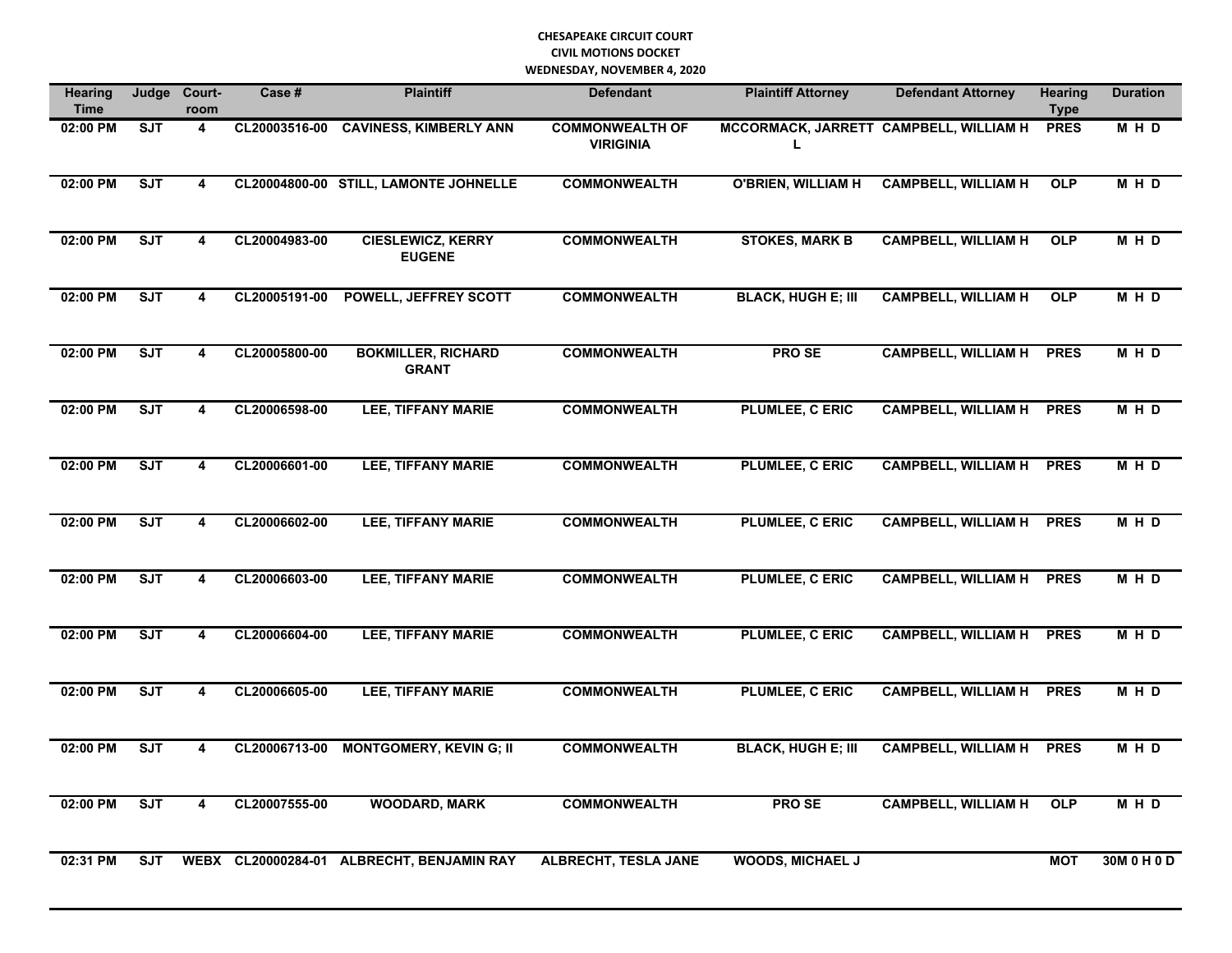**CHESAPEAKE CIRCUIT COURT**
**CIVIL MOTIONS DOCKET**
**WEDNESDAY, NOVEMBER 4, 2020**

| Hearing Time | Judge | Court-room | Case # | Plaintiff | Defendant | Plaintiff Attorney | Defendant Attorney | Hearing Type | Duration |
|---|---|---|---|---|---|---|---|---|---|
| 02:00 PM | SJT | 4 | CL20003516-00 | CAVINESS, KIMBERLY ANN | COMMONWEALTH OF VIRIGINIA | MCCORMACK, JARRETT L | CAMPBELL, WILLIAM H | PRES | M H D |
| 02:00 PM | SJT | 4 | CL20004800-00 | STILL, LAMONTE JOHNELLE | COMMONWEALTH | O'BRIEN, WILLIAM H | CAMPBELL, WILLIAM H | OLP | M H D |
| 02:00 PM | SJT | 4 | CL20004983-00 | CIESLEWICZ, KERRY EUGENE | COMMONWEALTH | STOKES, MARK B | CAMPBELL, WILLIAM H | OLP | M H D |
| 02:00 PM | SJT | 4 | CL20005191-00 | POWELL, JEFFREY SCOTT | COMMONWEALTH | BLACK, HUGH E; III | CAMPBELL, WILLIAM H | OLP | M H D |
| 02:00 PM | SJT | 4 | CL20005800-00 | BOKMILLER, RICHARD GRANT | COMMONWEALTH | PRO SE | CAMPBELL, WILLIAM H | PRES | M H D |
| 02:00 PM | SJT | 4 | CL20006598-00 | LEE, TIFFANY MARIE | COMMONWEALTH | PLUMLEE, C ERIC | CAMPBELL, WILLIAM H | PRES | M H D |
| 02:00 PM | SJT | 4 | CL20006601-00 | LEE, TIFFANY MARIE | COMMONWEALTH | PLUMLEE, C ERIC | CAMPBELL, WILLIAM H | PRES | M H D |
| 02:00 PM | SJT | 4 | CL20006602-00 | LEE, TIFFANY MARIE | COMMONWEALTH | PLUMLEE, C ERIC | CAMPBELL, WILLIAM H | PRES | M H D |
| 02:00 PM | SJT | 4 | CL20006603-00 | LEE, TIFFANY MARIE | COMMONWEALTH | PLUMLEE, C ERIC | CAMPBELL, WILLIAM H | PRES | M H D |
| 02:00 PM | SJT | 4 | CL20006604-00 | LEE, TIFFANY MARIE | COMMONWEALTH | PLUMLEE, C ERIC | CAMPBELL, WILLIAM H | PRES | M H D |
| 02:00 PM | SJT | 4 | CL20006605-00 | LEE, TIFFANY MARIE | COMMONWEALTH | PLUMLEE, C ERIC | CAMPBELL, WILLIAM H | PRES | M H D |
| 02:00 PM | SJT | 4 | CL20006713-00 | MONTGOMERY, KEVIN G; II | COMMONWEALTH | BLACK, HUGH E; III | CAMPBELL, WILLIAM H | PRES | M H D |
| 02:00 PM | SJT | 4 | CL20007555-00 | WOODARD, MARK | COMMONWEALTH | PRO SE | CAMPBELL, WILLIAM H | OLP | M H D |
| 02:31 PM | SJT | WEBX | CL20000284-01 | ALBRECHT, BENJAMIN RAY | ALBRECHT, TESLA JANE | WOODS, MICHAEL J | | MOT | 30M 0 H 0 D |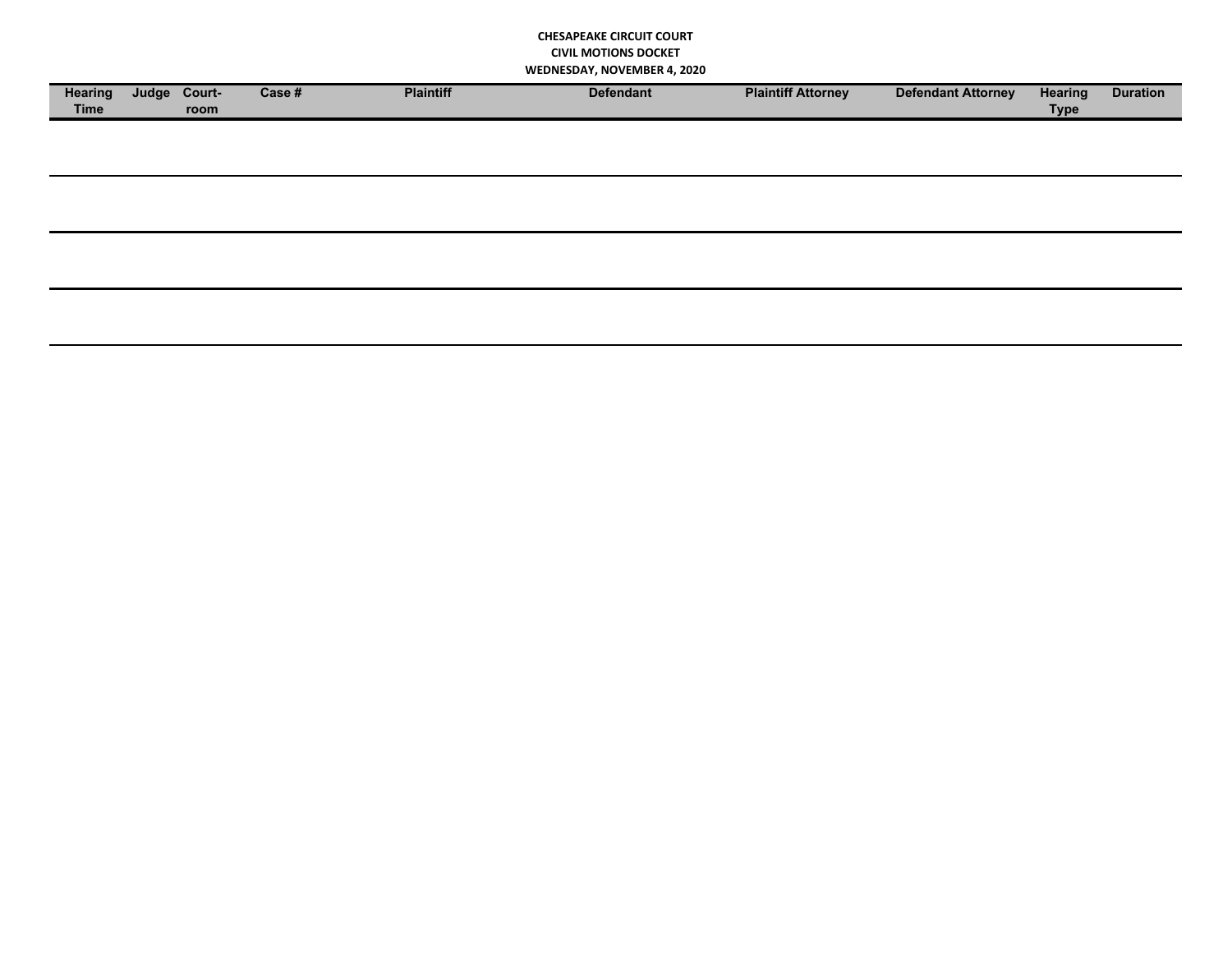**CHESAPEAKE CIRCUIT COURT**
**CIVIL MOTIONS DOCKET**
**WEDNESDAY, NOVEMBER 4, 2020**

| Hearing Time | Judge | Court-room | Case # | Plaintiff | Defendant | Plaintiff Attorney | Defendant Attorney | Hearing Type | Duration |
|---|---|---|---|---|---|---|---|---|---|
| | | | | | | | | | |
| | | | | | | | | | |
| | | | | | | | | | |
| | | | | | | | | | |